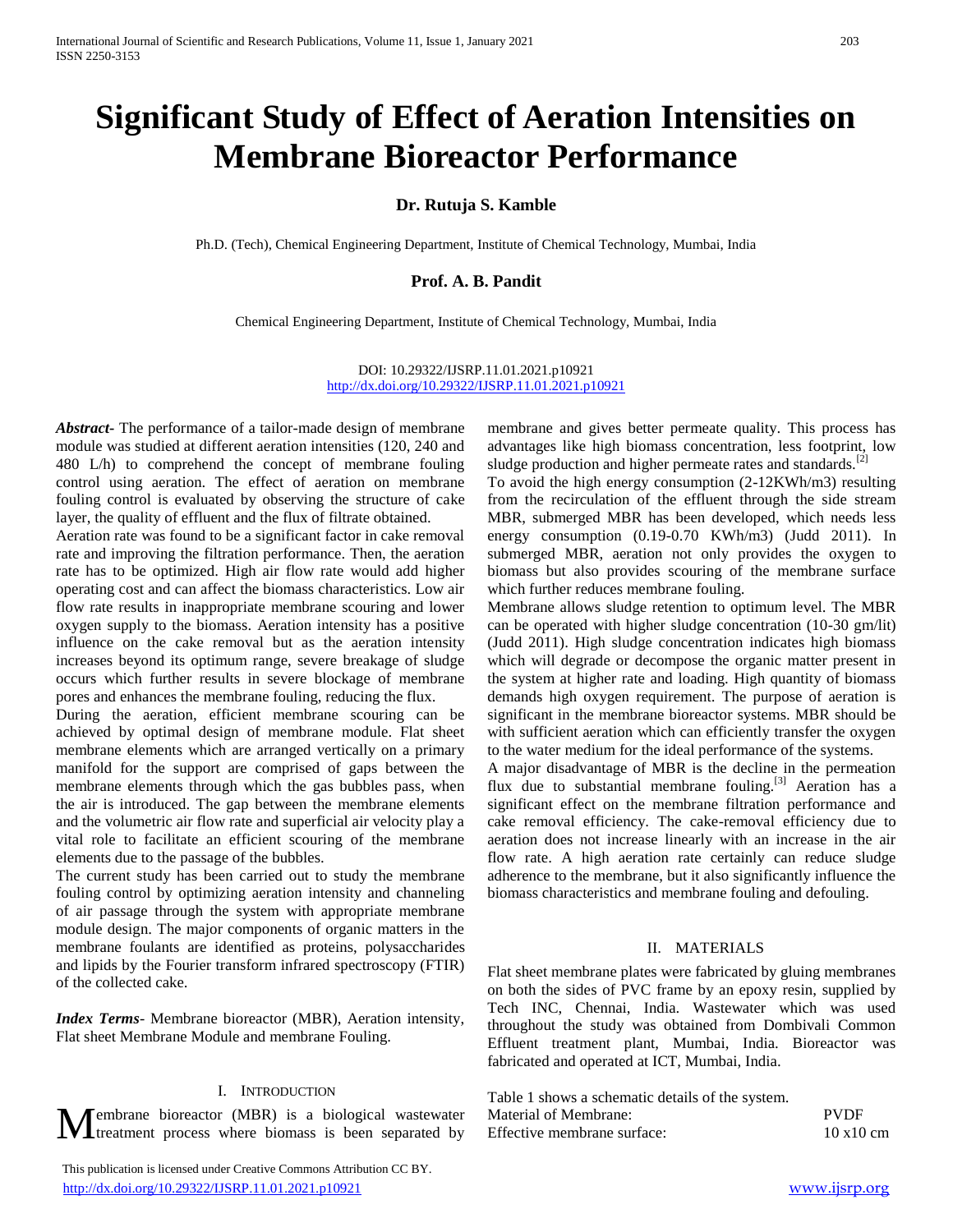# Significant Study of Effect of Aeration Intensities on Membrane Bioreactor Performance

**Dr. Rutuja S. Kamble**

Ph.D. (Tech), Chemical Engineering Department, Institute of Chemical Technology, Mumbai, India

**Prof. A. B. Pandit**

Chemical Engineering Department, Institute of Chemical Technology, Mumbai, India

DOI: 10.29322/IJSRP.11.01.2021.p10921
http://dx.doi.org/10.29322/IJSRP.11.01.2021.p10921

***Abstract-*** The performance of a tailor-made design of membrane module was studied at different aeration intensities (120, 240 and 480 L/h) to comprehend the concept of membrane fouling control using aeration. The effect of aeration on membrane fouling control is evaluated by observing the structure of cake layer, the quality of effluent and the flux of filtrate obtained.

Aeration rate was found to be a significant factor in cake removal rate and improving the filtration performance. Then, the aeration rate has to be optimized. High air flow rate would add higher operating cost and can affect the biomass characteristics. Low air flow rate results in inappropriate membrane scouring and lower oxygen supply to the biomass. Aeration intensity has a positive influence on the cake removal but as the aeration intensity increases beyond its optimum range, severe breakage of sludge occurs which further results in severe blockage of membrane pores and enhances the membrane fouling, reducing the flux.

During the aeration, efficient membrane scouring can be achieved by optimal design of membrane module. Flat sheet membrane elements which are arranged vertically on a primary manifold for the support are comprised of gaps between the membrane elements through which the gas bubbles pass, when the air is introduced. The gap between the membrane elements and the volumetric air flow rate and superficial air velocity play a vital role to facilitate an efficient scouring of the membrane elements due to the passage of the bubbles.

The current study has been carried out to study the membrane fouling control by optimizing aeration intensity and channeling of air passage through the system with appropriate membrane module design. The major components of organic matters in the membrane foulants are identified as proteins, polysaccharides and lipids by the Fourier transform infrared spectroscopy (FTIR) of the collected cake.

***Index Terms*-** Membrane bioreactor (MBR), Aeration intensity, Flat sheet Membrane Module and membrane Fouling.

## I. INTRODUCTION

Membrane bioreactor (MBR) is a biological wastewater treatment process where biomass is been separated by membrane and gives better permeate quality. This process has advantages like high biomass concentration, less footprint, low sludge production and higher permeate rates and standards.[2]

To avoid the high energy consumption (2-12KWh/m3) resulting from the recirculation of the effluent through the side stream MBR, submerged MBR has been developed, which needs less energy consumption (0.19-0.70 KWh/m3) (Judd 2011). In submerged MBR, aeration not only provides the oxygen to biomass but also provides scouring of the membrane surface which further reduces membrane fouling.

Membrane allows sludge retention to optimum level. The MBR can be operated with higher sludge concentration (10-30 gm/lit) (Judd 2011). High sludge concentration indicates high biomass which will degrade or decompose the organic matter present in the system at higher rate and loading. High quantity of biomass demands high oxygen requirement. The purpose of aeration is significant in the membrane bioreactor systems. MBR should be with sufficient aeration which can efficiently transfer the oxygen to the water medium for the ideal performance of the systems.

A major disadvantage of MBR is the decline in the permeation flux due to substantial membrane fouling.[3] Aeration has a significant effect on the membrane filtration performance and cake removal efficiency. The cake-removal efficiency due to aeration does not increase linearly with an increase in the air flow rate. A high aeration rate certainly can reduce sludge adherence to the membrane, but it also significantly influence the biomass characteristics and membrane fouling and defouling.

## II. MATERIALS

Flat sheet membrane plates were fabricated by gluing membranes on both the sides of PVC frame by an epoxy resin, supplied by Tech INC, Chennai, India. Wastewater which was used throughout the study was obtained from Dombivali Common Effluent treatment plant, Mumbai, India. Bioreactor was fabricated and operated at ICT, Mumbai, India.

Table 1 shows a schematic details of the system.

| | |
|---|---|
| Material of Membrane: | PVDF |
| Effective membrane surface: | 10 x10 cm |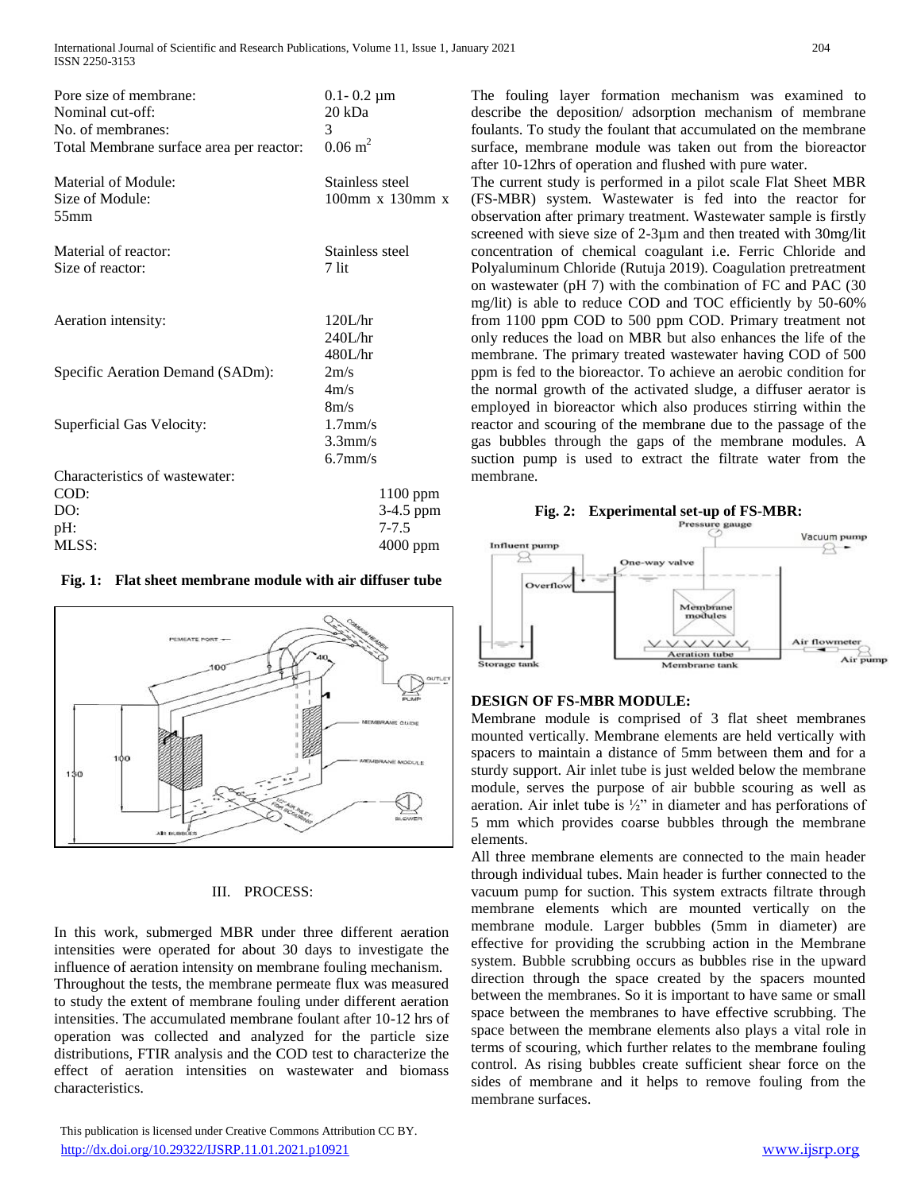| | |
|---|---|
| Pore size of membrane: | 0.1- 0.2 µm |
| Nominal cut-off: | 20 kDa |
| No. of membranes: | 3 |
| Total Membrane surface area per reactor: | 0.06 $m^2$ |
| Material of Module: | Stainless steel |
| Size of Module: | 100mm x 130mm x 55mm |
| Material of reactor: | Stainless steel |
| Size of reactor: | 7 lit |
| Aeration intensity: | 120L/hr<br>240L/hr<br>480L/hr |
| Specific Aeration Demand (SADm): | 2m/s<br>4m/s<br>8m/s |
| Superficial Gas Velocity: | 1.7mm/s<br>3.3mm/s<br>6.7mm/s |
| Characteristics of wastewater: | |
| COD: | 1100 ppm |
| DO: | 3-4.5 ppm |
| pH: | 7-7.5 |
| MLSS: | 4000 ppm |

**Fig. 1: Flat sheet membrane module with air diffuser tube**

## III. PROCESS:

In this work, submerged MBR under three different aeration intensities were operated for about 30 days to investigate the influence of aeration intensity on membrane fouling mechanism. Throughout the tests, the membrane permeate flux was measured to study the extent of membrane fouling under different aeration intensities. The accumulated membrane foulant after 10-12 hrs of operation was collected and analyzed for the particle size distributions, FTIR analysis and the COD test to characterize the effect of aeration intensities on wastewater and biomass characteristics.

The fouling layer formation mechanism was examined to describe the deposition/ adsorption mechanism of membrane foulants. To study the foulant that accumulated on the membrane surface, membrane module was taken out from the bioreactor after 10-12hrs of operation and flushed with pure water.

The current study is performed in a pilot scale Flat Sheet MBR (FS-MBR) system. Wastewater is fed into the reactor for observation after primary treatment. Wastewater sample is firstly screened with sieve size of 2-3µm and then treated with 30mg/lit concentration of chemical coagulant i.e. Ferric Chloride and Polyaluminum Chloride (Rutuja 2019). Coagulation pretreatment on wastewater (pH 7) with the combination of FC and PAC (30 mg/lit) is able to reduce COD and TOC efficiently by 50-60% from 1100 ppm COD to 500 ppm COD. Primary treatment not only reduces the load on MBR but also enhances the life of the membrane. The primary treated wastewater having COD of 500 ppm is fed to the bioreactor. To achieve an aerobic condition for the normal growth of the activated sludge, a diffuser aerator is employed in bioreactor which also produces stirring within the reactor and scouring of the membrane due to the passage of the gas bubbles through the gaps of the membrane modules. A suction pump is used to extract the filtrate water from the membrane.

**Fig. 2: Experimental set-up of FS-MBR:**

## DESIGN OF FS-MBR MODULE:

Membrane module is comprised of 3 flat sheet membranes mounted vertically. Membrane elements are held vertically with spacers to maintain a distance of 5mm between them and for a sturdy support. Air inlet tube is just welded below the membrane module, serves the purpose of air bubble scouring as well as aeration. Air inlet tube is ½" in diameter and has perforations of 5 mm which provides coarse bubbles through the membrane elements.

All three membrane elements are connected to the main header through individual tubes. Main header is further connected to the vacuum pump for suction. This system extracts filtrate through membrane elements which are mounted vertically on the membrane module. Larger bubbles (5mm in diameter) are effective for providing the scrubbing action in the Membrane system. Bubble scrubbing occurs as bubbles rise in the upward direction through the space created by the spacers mounted between the membranes. So it is important to have same or small space between the membranes to have effective scrubbing. The space between the membrane elements also plays a vital role in terms of scouring, which further relates to the membrane fouling control. As rising bubbles create sufficient shear force on the sides of membrane and it helps to remove fouling from the membrane surfaces.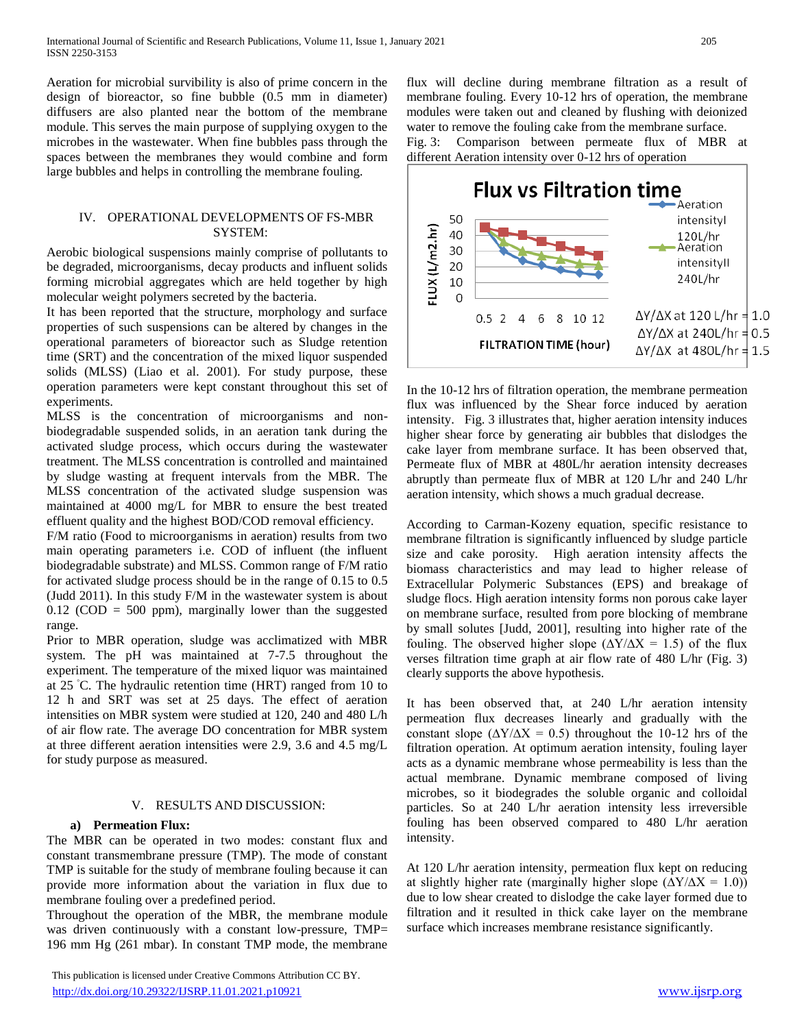Aeration for microbial survibility is also of prime concern in the design of bioreactor, so fine bubble (0.5 mm in diameter) diffusers are also planted near the bottom of the membrane module. This serves the main purpose of supplying oxygen to the microbes in the wastewater. When fine bubbles pass through the spaces between the membranes they would combine and form large bubbles and helps in controlling the membrane fouling.

## IV. OPERATIONAL DEVELOPMENTS OF FS-MBR SYSTEM:

Aerobic biological suspensions mainly comprise of pollutants to be degraded, microorganisms, decay products and influent solids forming microbial aggregates which are held together by high molecular weight polymers secreted by the bacteria.

It has been reported that the structure, morphology and surface properties of such suspensions can be altered by changes in the operational parameters of bioreactor such as Sludge retention time (SRT) and the concentration of the mixed liquor suspended solids (MLSS) (Liao et al. 2001). For study purpose, these operation parameters were kept constant throughout this set of experiments.

MLSS is the concentration of microorganisms and non-biodegradable suspended solids, in an aeration tank during the activated sludge process, which occurs during the wastewater treatment. The MLSS concentration is controlled and maintained by sludge wasting at frequent intervals from the MBR. The MLSS concentration of the activated sludge suspension was maintained at 4000 mg/L for MBR to ensure the best treated effluent quality and the highest BOD/COD removal efficiency.

F/M ratio (Food to microorganisms in aeration) results from two main operating parameters i.e. COD of influent (the influent biodegradable substrate) and MLSS. Common range of F/M ratio for activated sludge process should be in the range of 0.15 to 0.5 (Judd 2011). In this study F/M in the wastewater system is about 0.12 (COD = 500 ppm), marginally lower than the suggested range.

Prior to MBR operation, sludge was acclimatized with MBR system. The pH was maintained at 7-7.5 throughout the experiment. The temperature of the mixed liquor was maintained at 25 °C. The hydraulic retention time (HRT) ranged from 10 to 12 h and SRT was set at 25 days. The effect of aeration intensities on MBR system were studied at 120, 240 and 480 L/h of air flow rate. The average DO concentration for MBR system at three different aeration intensities were 2.9, 3.6 and 4.5 mg/L for study purpose as measured.

## V. RESULTS AND DISCUSSION:

### a) Permeation Flux:

The MBR can be operated in two modes: constant flux and constant transmembrane pressure (TMP). The mode of constant TMP is suitable for the study of membrane fouling because it can provide more information about the variation in flux due to membrane fouling over a predefined period.

Throughout the operation of the MBR, the membrane module was driven continuously with a constant low-pressure, TMP= 196 mm Hg (261 mbar). In constant TMP mode, the membrane flux will decline during membrane filtration as a result of membrane fouling. Every 10-12 hrs of operation, the membrane modules were taken out and cleaned by flushing with deionized water to remove the fouling cake from the membrane surface.

Fig. 3: Comparison between permeate flux of MBR at different Aeration intensity over 0-12 hrs of operation

**Flux vs Filtration time**

FLUX (L/m2.hr) vs FILTRATION TIME (hour) (0.5, 2, 4, 6, 8, 10, 12); legend: Aeration intensityI 120L/hr; Aeration intensityII 240L/hr

$\Delta Y/\Delta X$ at 120 L/hr = 1.0
$\Delta Y/\Delta X$ at 240L/hr = 0.5
$\Delta Y/\Delta X$ at 480L/hr = 1.5

In the 10-12 hrs of filtration operation, the membrane permeation flux was influenced by the Shear force induced by aeration intensity. Fig. 3 illustrates that, higher aeration intensity induces higher shear force by generating air bubbles that dislodges the cake layer from membrane surface. It has been observed that, Permeate flux of MBR at 480L/hr aeration intensity decreases abruptly than permeate flux of MBR at 120 L/hr and 240 L/hr aeration intensity, which shows a much gradual decrease.

According to Carman-Kozeny equation, specific resistance to membrane filtration is significantly influenced by sludge particle size and cake porosity. High aeration intensity affects the biomass characteristics and may lead to higher release of Extracellular Polymeric Substances (EPS) and breakage of sludge flocs. High aeration intensity forms non porous cake layer on membrane surface, resulted from pore blocking of membrane by small solutes [Judd, 2001], resulting into higher rate of the fouling. The observed higher slope ($\Delta Y/\Delta X = 1.5$) of the flux verses filtration time graph at air flow rate of 480 L/hr (Fig. 3) clearly supports the above hypothesis.

It has been observed that, at 240 L/hr aeration intensity permeation flux decreases linearly and gradually with the constant slope ($\Delta Y/\Delta X = 0.5$) throughout the 10-12 hrs of the filtration operation. At optimum aeration intensity, fouling layer acts as a dynamic membrane whose permeability is less than the actual membrane. Dynamic membrane composed of living microbes, so it biodegrades the soluble organic and colloidal particles. So at 240 L/hr aeration intensity less irreversible fouling has been observed compared to 480 L/hr aeration intensity.

At 120 L/hr aeration intensity, permeation flux kept on reducing at slightly higher rate (marginally higher slope ($\Delta Y/\Delta X = 1.0$)) due to low shear created to dislodge the cake layer formed due to filtration and it resulted in thick cake layer on the membrane surface which increases membrane resistance significantly.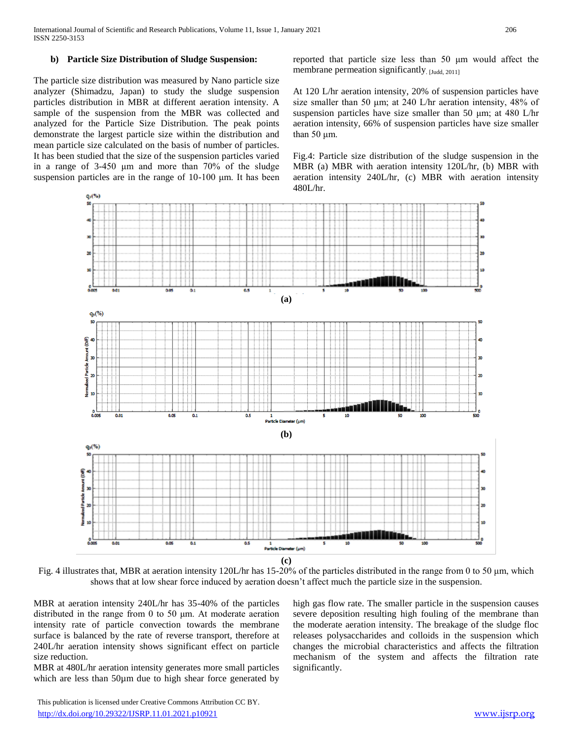### b) Particle Size Distribution of Sludge Suspension:

The particle size distribution was measured by Nano particle size analyzer (Shimadzu, Japan) to study the sludge suspension particles distribution in MBR at different aeration intensity. A sample of the suspension from the MBR was collected and analyzed for the Particle Size Distribution. The peak points demonstrate the largest particle size within the distribution and mean particle size calculated on the basis of number of particles. It has been studied that the size of the suspension particles varied in a range of 3-450 μm and more than 70% of the sludge suspension particles are in the range of 10-100 μm. It has been reported that particle size less than 50 μm would affect the membrane permeation significantly. [Judd, 2011]

At 120 L/hr aeration intensity, 20% of suspension particles have size smaller than 50 μm; at 240 L/hr aeration intensity, 48% of suspension particles have size smaller than 50 μm; at 480 L/hr aeration intensity, 66% of suspension particles have size smaller than 50 μm.

Fig.4: Particle size distribution of the sludge suspension in the MBR (a) MBR with aeration intensity 120L/hr, (b) MBR with aeration intensity 240L/hr, (c) MBR with aeration intensity 480L/hr.

(a)

(b)

(c)

Fig. 4 illustrates that, MBR at aeration intensity 120L/hr has 15-20% of the particles distributed in the range from 0 to 50 μm, which shows that at low shear force induced by aeration doesn't affect much the particle size in the suspension.

MBR at aeration intensity 240L/hr has 35-40% of the particles distributed in the range from 0 to 50 μm. At moderate aeration intensity rate of particle convection towards the membrane surface is balanced by the rate of reverse transport, therefore at 240L/hr aeration intensity shows significant effect on particle size reduction.

MBR at 480L/hr aeration intensity generates more small particles which are less than 50μm due to high shear force generated by high gas flow rate. The smaller particle in the suspension causes severe deposition resulting high fouling of the membrane than the moderate aeration intensity. The breakage of the sludge floc releases polysaccharides and colloids in the suspension which changes the microbial characteristics and affects the filtration mechanism of the system and affects the filtration rate significantly.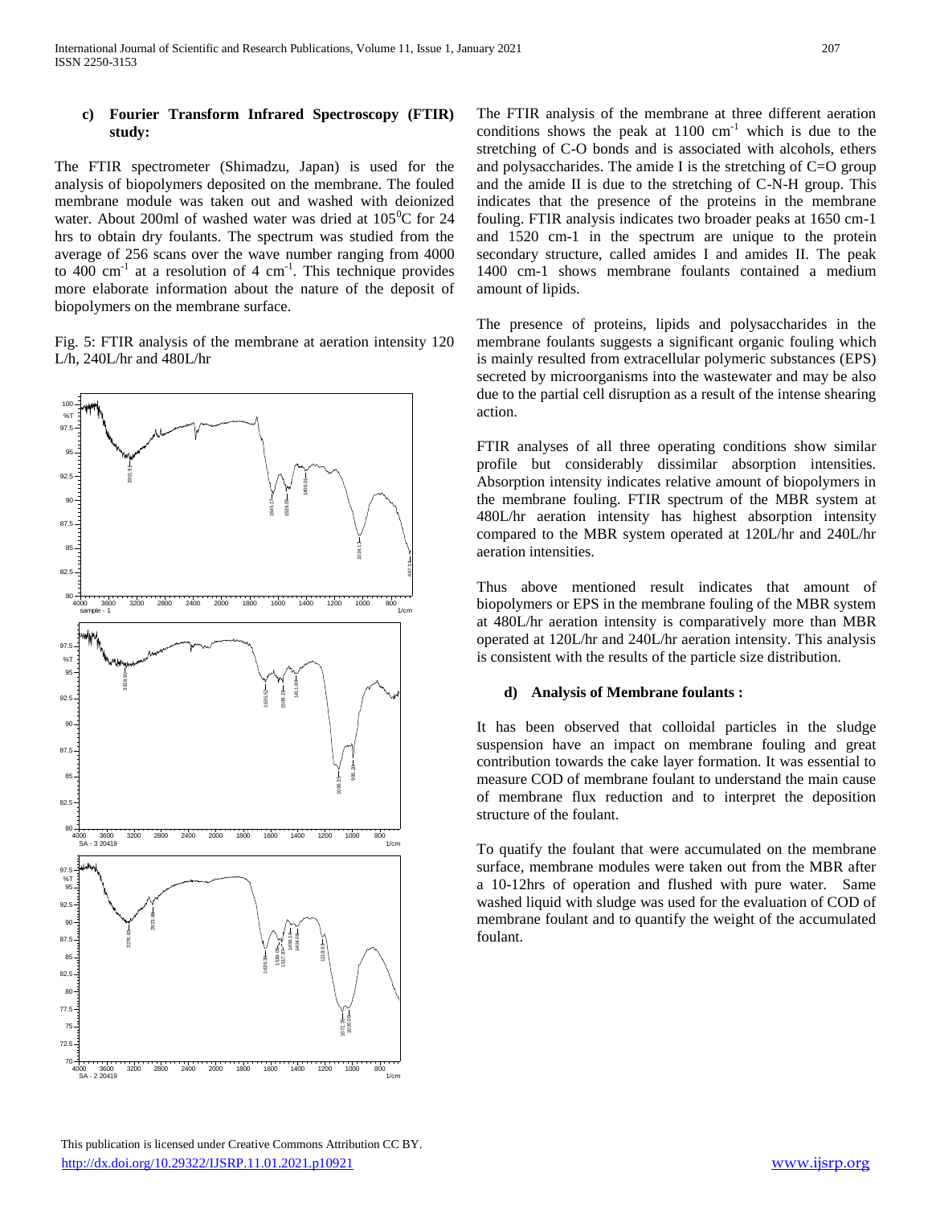#### c) Fourier Transform Infrared Spectroscopy (FTIR) study:

The FTIR spectrometer (Shimadzu, Japan) is used for the analysis of biopolymers deposited on the membrane. The fouled membrane module was taken out and washed with deionized water. About 200ml of washed water was dried at $105^0$C for 24 hrs to obtain dry foulants. The spectrum was studied from the average of 256 scans over the wave number ranging from 4000 to 400 $cm^{-1}$ at a resolution of 4 $cm^{-1}$. This technique provides more elaborate information about the nature of the deposit of biopolymers on the membrane surface.

Fig. 5: FTIR analysis of the membrane at aeration intensity 120 L/h, 240L/hr and 480L/hr

The FTIR analysis of the membrane at three different aeration conditions shows the peak at 1100 $cm^{-1}$ which is due to the stretching of C-O bonds and is associated with alcohols, ethers and polysaccharides. The amide I is the stretching of C=O group and the amide II is due to the stretching of C-N-H group. This indicates that the presence of the proteins in the membrane fouling. FTIR analysis indicates two broader peaks at 1650 cm-1 and 1520 cm-1 in the spectrum are unique to the protein secondary structure, called amides I and amides II. The peak 1400 cm-1 shows membrane foulants contained a medium amount of lipids.

The presence of proteins, lipids and polysaccharides in the membrane foulants suggests a significant organic fouling which is mainly resulted from extracellular polymeric substances (EPS) secreted by microorganisms into the wastewater and may be also due to the partial cell disruption as a result of the intense shearing action.

FTIR analyses of all three operating conditions show similar profile but considerably dissimilar absorption intensities. Absorption intensity indicates relative amount of biopolymers in the membrane fouling. FTIR spectrum of the MBR system at 480L/hr aeration intensity has highest absorption intensity compared to the MBR system operated at 120L/hr and 240L/hr aeration intensities.

Thus above mentioned result indicates that amount of biopolymers or EPS in the membrane fouling of the MBR system at 480L/hr aeration intensity is comparatively more than MBR operated at 120L/hr and 240L/hr aeration intensity. This analysis is consistent with the results of the particle size distribution.

#### d) Analysis of Membrane foulants :

It has been observed that colloidal particles in the sludge suspension have an impact on membrane fouling and great contribution towards the cake layer formation. It was essential to measure COD of membrane foulant to understand the main cause of membrane flux reduction and to interpret the deposition structure of the foulant.

To quatify the foulant that were accumulated on the membrane surface, membrane modules were taken out from the MBR after a 10-12hrs of operation and flushed with pure water. Same washed liquid with sludge was used for the evaluation of COD of membrane foulant and to quantify the weight of the accumulated foulant.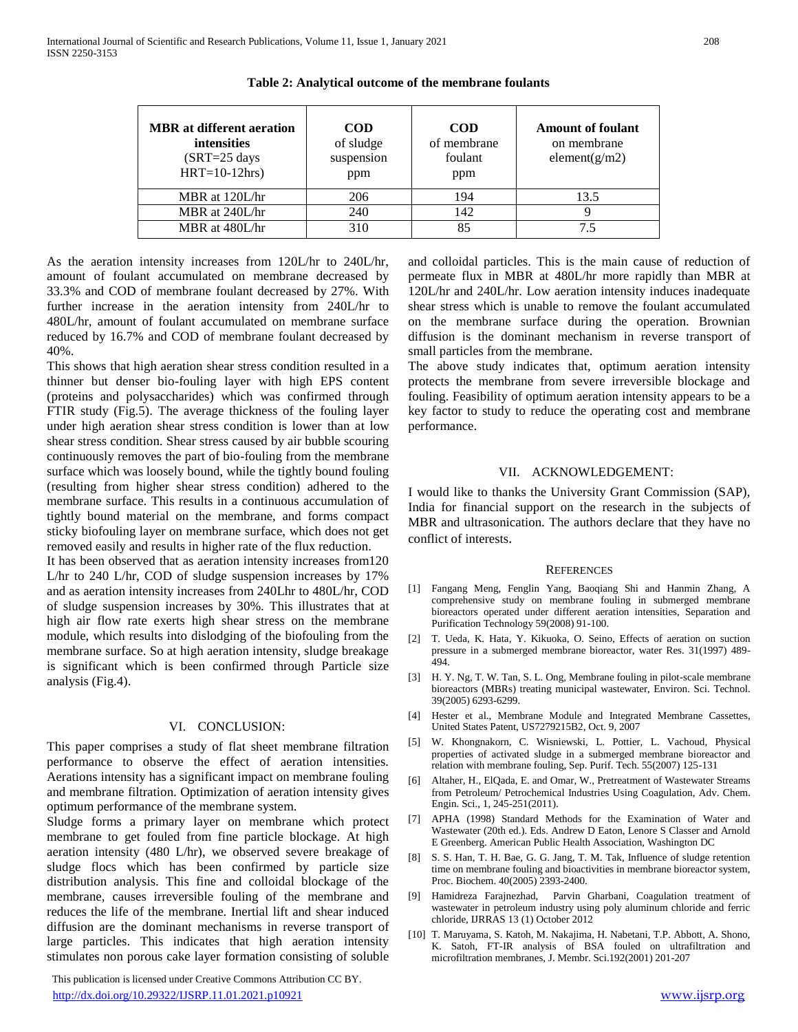**Table 2: Analytical outcome of the membrane foulants**

| **MBR at different aeration intensities** (SRT=25 days HRT=10-12hrs) | **COD** of sludge suspension ppm | **COD** of membrane foulant ppm | **Amount of foulant** on membrane element(g/m2) |
|---|---|---|---|
| MBR at 120L/hr | 206 | 194 | 13.5 |
| MBR at 240L/hr | 240 | 142 | 9 |
| MBR at 480L/hr | 310 | 85 | 7.5 |

As the aeration intensity increases from 120L/hr to 240L/hr, amount of foulant accumulated on membrane decreased by 33.3% and COD of membrane foulant decreased by 27%. With further increase in the aeration intensity from 240L/hr to 480L/hr, amount of foulant accumulated on membrane surface reduced by 16.7% and COD of membrane foulant decreased by 40%.

This shows that high aeration shear stress condition resulted in a thinner but denser bio-fouling layer with high EPS content (proteins and polysaccharides) which was confirmed through FTIR study (Fig.5). The average thickness of the fouling layer under high aeration shear stress condition is lower than at low shear stress condition. Shear stress caused by air bubble scouring continuously removes the part of bio-fouling from the membrane surface which was loosely bound, while the tightly bound fouling (resulting from higher shear stress condition) adhered to the membrane surface. This results in a continuous accumulation of tightly bound material on the membrane, and forms compact sticky biofouling layer on membrane surface, which does not get removed easily and results in higher rate of the flux reduction.

It has been observed that as aeration intensity increases from120 L/hr to 240 L/hr, COD of sludge suspension increases by 17% and as aeration intensity increases from 240Lhr to 480L/hr, COD of sludge suspension increases by 30%. This illustrates that at high air flow rate exerts high shear stress on the membrane module, which results into dislodging of the biofouling from the membrane surface. So at high aeration intensity, sludge breakage is significant which is been confirmed through Particle size analysis (Fig.4).

## VI. CONCLUSION:

This paper comprises a study of flat sheet membrane filtration performance to observe the effect of aeration intensities. Aerations intensity has a significant impact on membrane fouling and membrane filtration. Optimization of aeration intensity gives optimum performance of the membrane system.

Sludge forms a primary layer on membrane which protect membrane to get fouled from fine particle blockage. At high aeration intensity (480 L/hr), we observed severe breakage of sludge flocs which has been confirmed by particle size distribution analysis. This fine and colloidal blockage of the membrane, causes irreversible fouling of the membrane and reduces the life of the membrane. Inertial lift and shear induced diffusion are the dominant mechanisms in reverse transport of large particles. This indicates that high aeration intensity stimulates non porous cake layer formation consisting of soluble and colloidal particles. This is the main cause of reduction of permeate flux in MBR at 480L/hr more rapidly than MBR at 120L/hr and 240L/hr. Low aeration intensity induces inadequate shear stress which is unable to remove the foulant accumulated on the membrane surface during the operation. Brownian diffusion is the dominant mechanism in reverse transport of small particles from the membrane.

The above study indicates that, optimum aeration intensity protects the membrane from severe irreversible blockage and fouling. Feasibility of optimum aeration intensity appears to be a key factor to study to reduce the operating cost and membrane performance.

## VII. ACKNOWLEDGEMENT:

I would like to thanks the University Grant Commission (SAP), India for financial support on the research in the subjects of MBR and ultrasonication. The authors declare that they have no conflict of interests.

## REFERENCES

[1] Fangang Meng, Fenglin Yang, Baoqiang Shi and Hanmin Zhang, A comprehensive study on membrane fouling in submerged membrane bioreactors operated under different aeration intensities, Separation and Purification Technology 59(2008) 91-100.

[2] T. Ueda, K. Hata, Y. Kikuoka, O. Seino, Effects of aeration on suction pressure in a submerged membrane bioreactor, water Res. 31(1997) 489-494.

[3] H. Y. Ng, T. W. Tan, S. L. Ong, Membrane fouling in pilot-scale membrane bioreactors (MBRs) treating municipal wastewater, Environ. Sci. Technol. 39(2005) 6293-6299.

[4] Hester et al., Membrane Module and Integrated Membrane Cassettes, United States Patent, US7279215B2, Oct. 9, 2007

[5] W. Khongnakorn, C. Wisniewski, L. Pottier, L. Vachoud, Physical properties of activated sludge in a submerged membrane bioreactor and relation with membrane fouling, Sep. Purif. Tech. 55(2007) 125-131

[6] Altaher, H., ElQada, E. and Omar, W., Pretreatment of Wastewater Streams from Petroleum/ Petrochemical Industries Using Coagulation, Adv. Chem. Engin. Sci., 1, 245-251(2011).

[7] APHA (1998) Standard Methods for the Examination of Water and Wastewater (20th ed.). Eds. Andrew D Eaton, Lenore S Classer and Arnold E Greenberg. American Public Health Association, Washington DC

[8] S. S. Han, T. H. Bae, G. G. Jang, T. M. Tak, Influence of sludge retention time on membrane fouling and bioactivities in membrane bioreactor system, Proc. Biochem. 40(2005) 2393-2400.

[9] Hamidreza Farajnezhad, Parvin Gharbani, Coagulation treatment of wastewater in petroleum industry using poly aluminum chloride and ferric chloride, IJRRAS 13 (1) October 2012

[10] T. Maruyama, S. Katoh, M. Nakajima, H. Nabetani, T.P. Abbott, A. Shono, K. Satoh, FT-IR analysis of BSA fouled on ultrafiltration and microfiltration membranes, J. Membr. Sci.192(2001) 201-207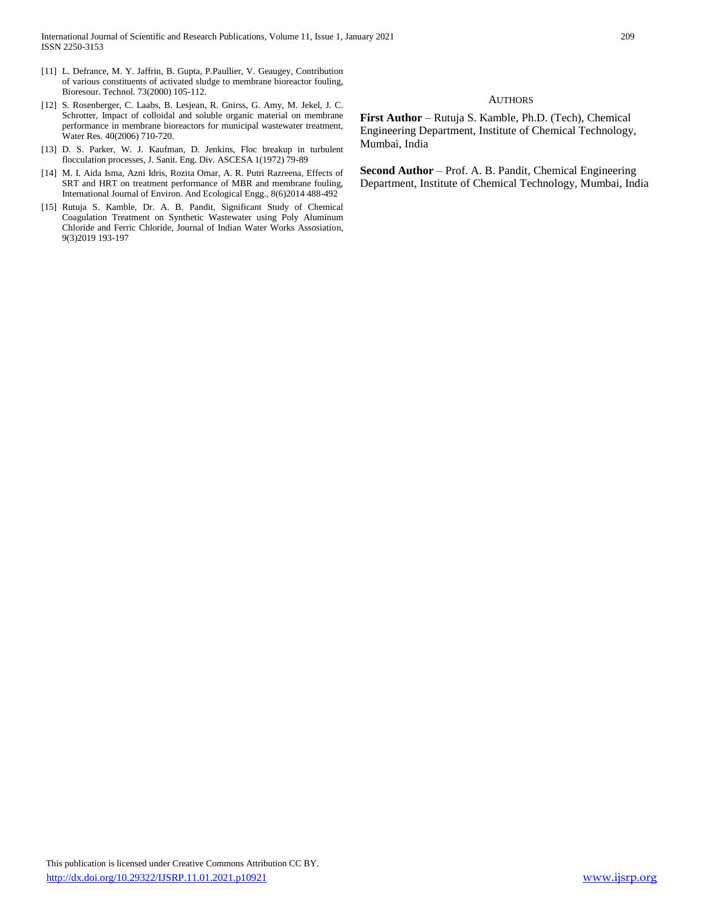[11] L. Defrance, M. Y. Jaffrin, B. Gupta, P.Paullier, V. Geaugey, Contribution of various constituents of activated sludge to membrane bioreactor fouling, Bioresour. Technol. 73(2000) 105-112.

[12] S. Rosenberger, C. Laabs, B. Lesjean, R. Gnirss, G. Amy, M. Jekel, J. C. Schrotter, Impact of colloidal and soluble organic material on membrane performance in membrane bioreactors for municipal wastewater treatment, Water Res. 40(2006) 710-720.

[13] D. S. Parker, W. J. Kaufman, D. Jenkins, Floc breakup in turbulent flocculation processes, J. Sanit. Eng. Div. ASCESA 1(1972) 79-89

[14] M. I. Aida Isma, Azni Idris, Rozita Omar, A. R. Putri Razreena, Effects of SRT and HRT on treatment performance of MBR and membrane fouling, International Journal of Environ. And Ecological Engg., 8(6)2014 488-492

[15] Rutuja S. Kamble, Dr. A. B. Pandit, Significant Study of Chemical Coagulation Treatment on Synthetic Wastewater using Poly Aluminum Chloride and Ferric Chloride, Journal of Indian Water Works Assosiation, 9(3)2019 193-197

## AUTHORS

**First Author** – Rutuja S. Kamble, Ph.D. (Tech), Chemical Engineering Department, Institute of Chemical Technology, Mumbai, India

**Second Author** – Prof. A. B. Pandit, Chemical Engineering Department, Institute of Chemical Technology, Mumbai, India